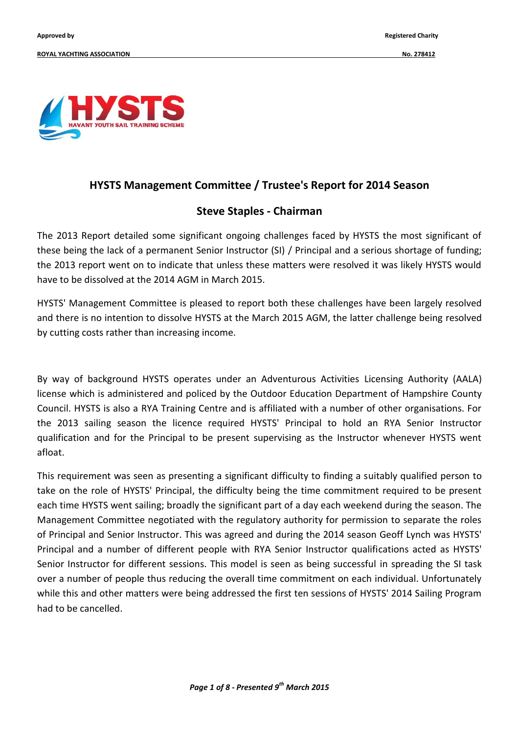**Approved by** **Registered Charity**

**ROYAL YACHTING ASSOCIATION** **No. 278412**

HYSTS

HAVANT YOUTH SAIL TRAINING SCHEME

## HYSTS Management Committee / Trustee's Report for 2014 Season

### Steve Staples - Chairman

The 2013 Report detailed some significant ongoing challenges faced by HYSTS the most significant of these being the lack of a permanent Senior Instructor (SI) / Principal and a serious shortage of funding; the 2013 report went on to indicate that unless these matters were resolved it was likely HYSTS would have to be dissolved at the 2014 AGM in March 2015.

HYSTS' Management Committee is pleased to report both these challenges have been largely resolved and there is no intention to dissolve HYSTS at the March 2015 AGM, the latter challenge being resolved by cutting costs rather than increasing income.

By way of background HYSTS operates under an Adventurous Activities Licensing Authority (AALA) license which is administered and policed by the Outdoor Education Department of Hampshire County Council. HYSTS is also a RYA Training Centre and is affiliated with a number of other organisations. For the 2013 sailing season the licence required HYSTS' Principal to hold an RYA Senior Instructor qualification and for the Principal to be present supervising as the Instructor whenever HYSTS went afloat.

This requirement was seen as presenting a significant difficulty to finding a suitably qualified person to take on the role of HYSTS' Principal, the difficulty being the time commitment required to be present each time HYSTS went sailing; broadly the significant part of a day each weekend during the season. The Management Committee negotiated with the regulatory authority for permission to separate the roles of Principal and Senior Instructor. This was agreed and during the 2014 season Geoff Lynch was HYSTS' Principal and a number of different people with RYA Senior Instructor qualifications acted as HYSTS' Senior Instructor for different sessions. This model is seen as being successful in spreading the SI task over a number of people thus reducing the overall time commitment on each individual. Unfortunately while this and other matters were being addressed the first ten sessions of HYSTS' 2014 Sailing Program had to be cancelled.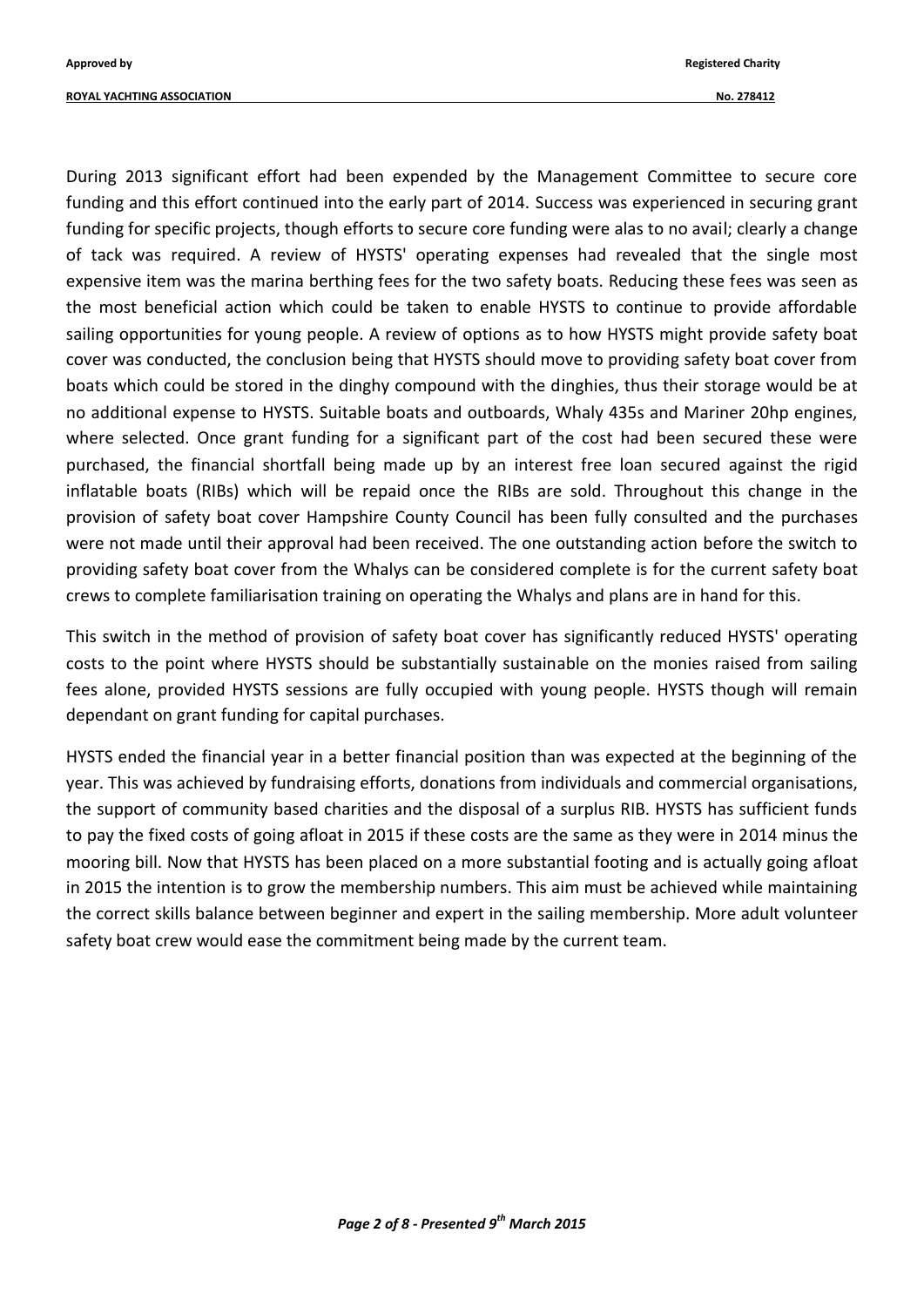During 2013 significant effort had been expended by the Management Committee to secure core funding and this effort continued into the early part of 2014. Success was experienced in securing grant funding for specific projects, though efforts to secure core funding were alas to no avail; clearly a change of tack was required. A review of HYSTS' operating expenses had revealed that the single most expensive item was the marina berthing fees for the two safety boats. Reducing these fees was seen as the most beneficial action which could be taken to enable HYSTS to continue to provide affordable sailing opportunities for young people. A review of options as to how HYSTS might provide safety boat cover was conducted, the conclusion being that HYSTS should move to providing safety boat cover from boats which could be stored in the dinghy compound with the dinghies, thus their storage would be at no additional expense to HYSTS. Suitable boats and outboards, Whaly 435s and Mariner 20hp engines, where selected. Once grant funding for a significant part of the cost had been secured these were purchased, the financial shortfall being made up by an interest free loan secured against the rigid inflatable boats (RIBs) which will be repaid once the RIBs are sold. Throughout this change in the provision of safety boat cover Hampshire County Council has been fully consulted and the purchases were not made until their approval had been received. The one outstanding action before the switch to providing safety boat cover from the Whalys can be considered complete is for the current safety boat crews to complete familiarisation training on operating the Whalys and plans are in hand for this.

This switch in the method of provision of safety boat cover has significantly reduced HYSTS' operating costs to the point where HYSTS should be substantially sustainable on the monies raised from sailing fees alone, provided HYSTS sessions are fully occupied with young people. HYSTS though will remain dependant on grant funding for capital purchases.

HYSTS ended the financial year in a better financial position than was expected at the beginning of the year. This was achieved by fundraising efforts, donations from individuals and commercial organisations, the support of community based charities and the disposal of a surplus RIB. HYSTS has sufficient funds to pay the fixed costs of going afloat in 2015 if these costs are the same as they were in 2014 minus the mooring bill. Now that HYSTS has been placed on a more substantial footing and is actually going afloat in 2015 the intention is to grow the membership numbers. This aim must be achieved while maintaining the correct skills balance between beginner and expert in the sailing membership. More adult volunteer safety boat crew would ease the commitment being made by the current team.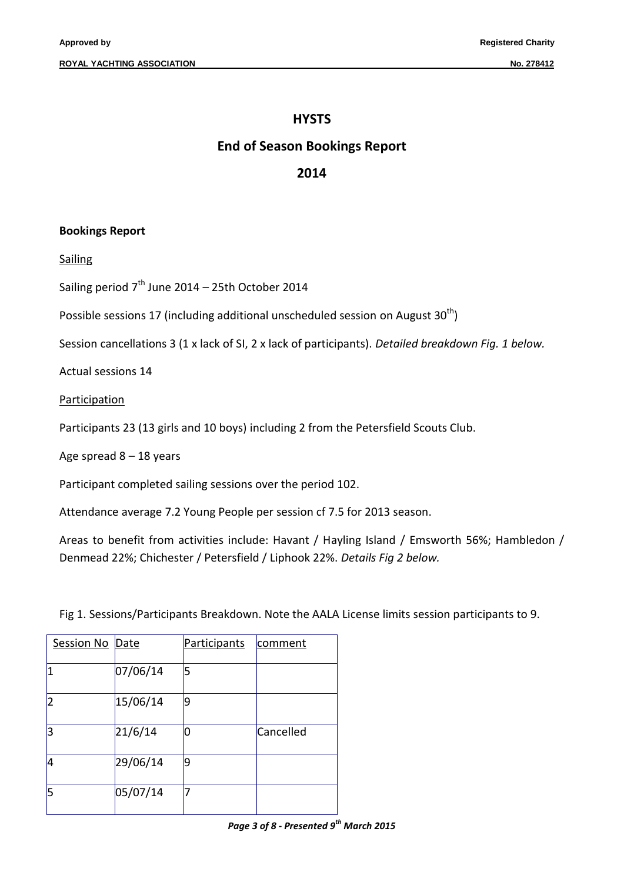# HYSTS

## End of Season Bookings Report

## 2014

**Bookings Report**

Sailing

Sailing period 7th June 2014 – 25th October 2014

Possible sessions 17 (including additional unscheduled session on August 30th)

Session cancellations 3 (1 x lack of SI, 2 x lack of participants). *Detailed breakdown Fig. 1 below.*

Actual sessions 14

Participation

Participants 23 (13 girls and 10 boys) including 2 from the Petersfield Scouts Club.

Age spread 8 – 18 years

Participant completed sailing sessions over the period 102.

Attendance average 7.2 Young People per session cf 7.5 for 2013 season.

Areas to benefit from activities include: Havant / Hayling Island / Emsworth 56%; Hambledon / Denmead 22%; Chichester / Petersfield / Liphook 22%. *Details Fig 2 below.*

Fig 1. Sessions/Participants Breakdown. Note the AALA License limits session participants to 9.

| Session No | Date | Participants | comment |
|---|---|---|---|
| 1 | 07/06/14 | 5 | |
| 2 | 15/06/14 | 9 | |
| 3 | 21/6/14 | 0 | Cancelled |
| 4 | 29/06/14 | 9 | |
| 5 | 05/07/14 | 7 | |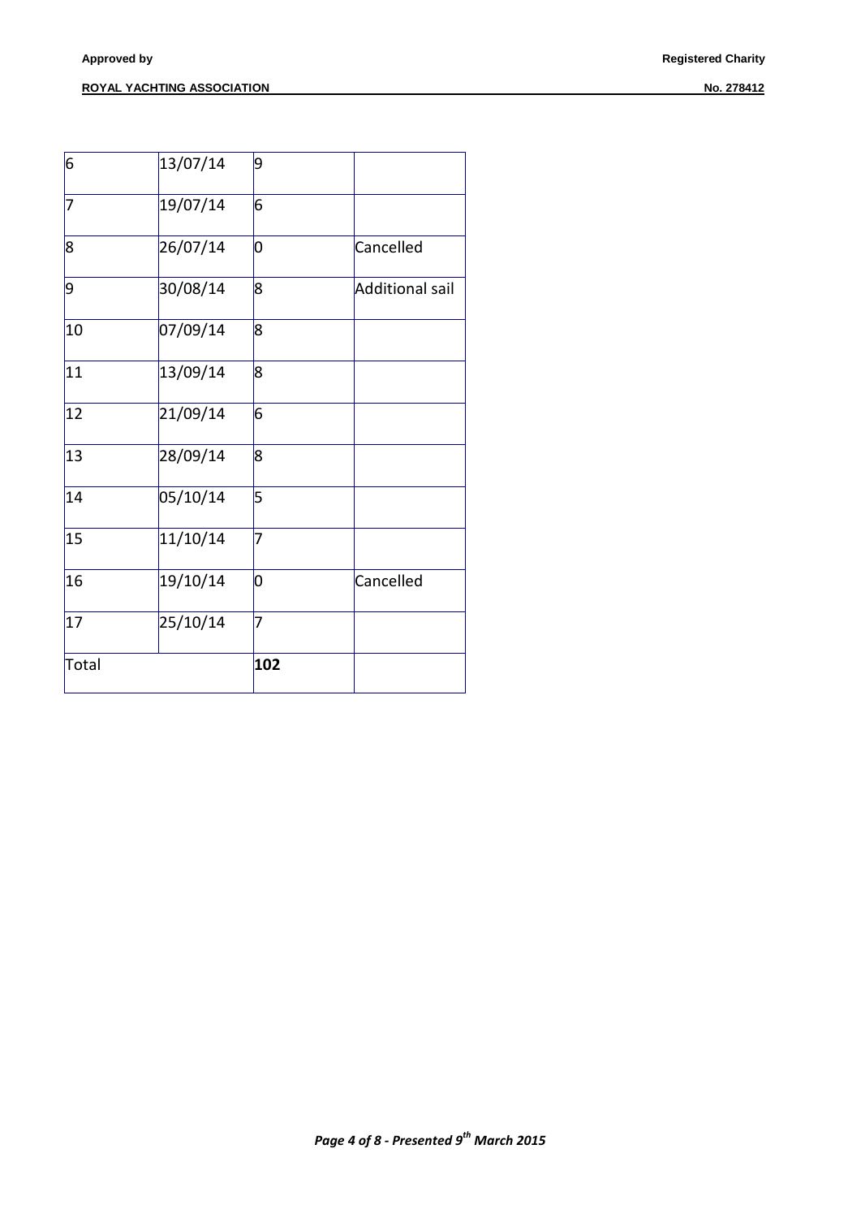| 6 | 13/07/14 | 9 | |
|---|---|---|---|
| 7 | 19/07/14 | 6 | |
| 8 | 26/07/14 | 0 | Cancelled |
| 9 | 30/08/14 | 8 | Additional sail |
| 10 | 07/09/14 | 8 | |
| 11 | 13/09/14 | 8 | |
| 12 | 21/09/14 | 6 | |
| 13 | 28/09/14 | 8 | |
| 14 | 05/10/14 | 5 | |
| 15 | 11/10/14 | 7 | |
| 16 | 19/10/14 | 0 | Cancelled |
| 17 | 25/10/14 | 7 | |
| Total | | **102** | |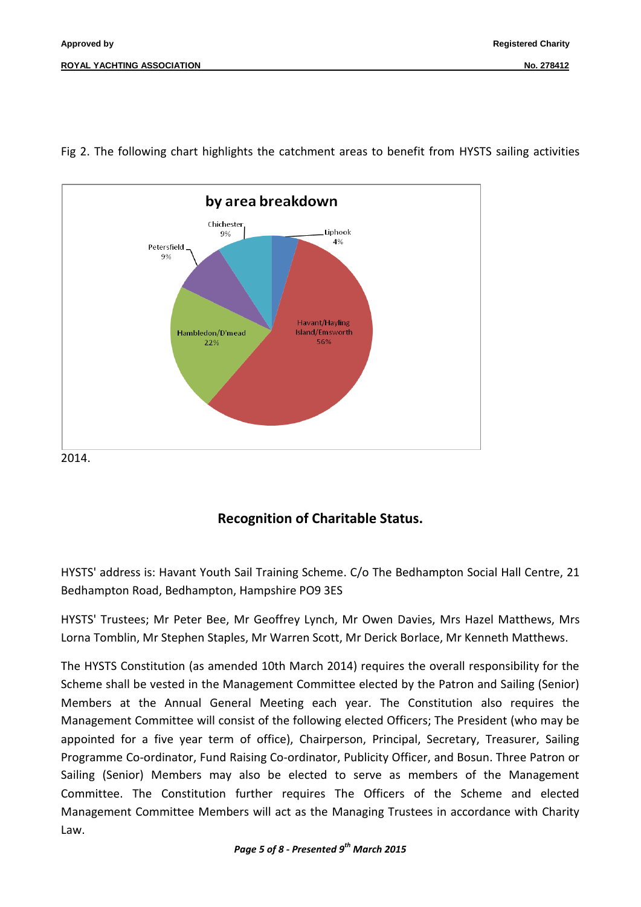Fig 2. The following chart highlights the catchment areas to benefit from HYSTS sailing activities

**by area breakdown**

| Area | Percentage |
|---|---|
| Liphook | 4% |
| Havant/Hayling Island/Emsworth | 56% |
| Hambledon/D'mead | 22% |
| Petersfield | 9% |
| Chichester | 9% |

2014.

## Recognition of Charitable Status.

HYSTS' address is: Havant Youth Sail Training Scheme. C/o The Bedhampton Social Hall Centre, 21 Bedhampton Road, Bedhampton, Hampshire PO9 3ES

HYSTS' Trustees; Mr Peter Bee, Mr Geoffrey Lynch, Mr Owen Davies, Mrs Hazel Matthews, Mrs Lorna Tomblin, Mr Stephen Staples, Mr Warren Scott, Mr Derick Borlace, Mr Kenneth Matthews.

The HYSTS Constitution (as amended 10th March 2014) requires the overall responsibility for the Scheme shall be vested in the Management Committee elected by the Patron and Sailing (Senior) Members at the Annual General Meeting each year. The Constitution also requires the Management Committee will consist of the following elected Officers; The President (who may be appointed for a five year term of office), Chairperson, Principal, Secretary, Treasurer, Sailing Programme Co-ordinator, Fund Raising Co-ordinator, Publicity Officer, and Bosun. Three Patron or Sailing (Senior) Members may also be elected to serve as members of the Management Committee. The Constitution further requires The Officers of the Scheme and elected Management Committee Members will act as the Managing Trustees in accordance with Charity Law.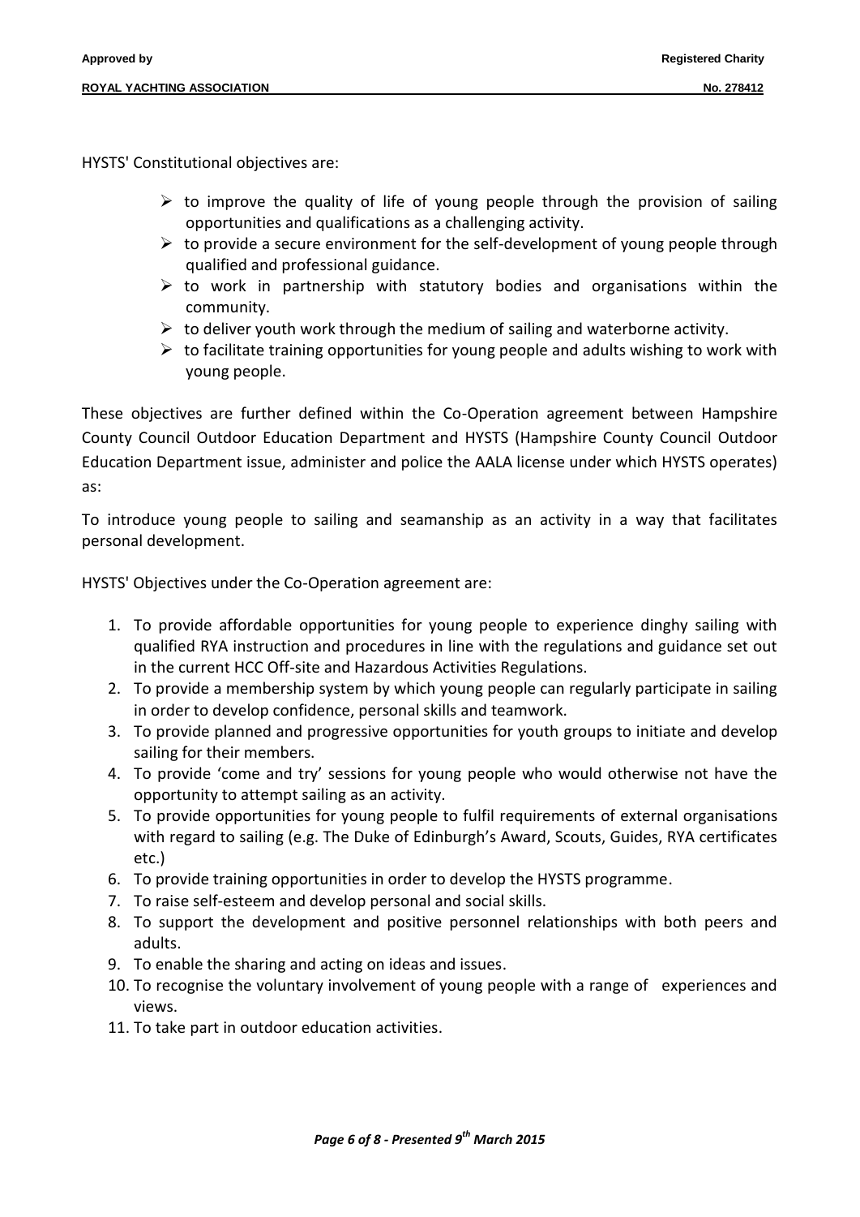HYSTS' Constitutional objectives are:

- to improve the quality of life of young people through the provision of sailing opportunities and qualifications as a challenging activity.
- to provide a secure environment for the self-development of young people through qualified and professional guidance.
- to work in partnership with statutory bodies and organisations within the community.
- to deliver youth work through the medium of sailing and waterborne activity.
- to facilitate training opportunities for young people and adults wishing to work with young people.

These objectives are further defined within the Co-Operation agreement between Hampshire County Council Outdoor Education Department and HYSTS (Hampshire County Council Outdoor Education Department issue, administer and police the AALA license under which HYSTS operates) as:

To introduce young people to sailing and seamanship as an activity in a way that facilitates personal development.

HYSTS' Objectives under the Co-Operation agreement are:

1. To provide affordable opportunities for young people to experience dinghy sailing with qualified RYA instruction and procedures in line with the regulations and guidance set out in the current HCC Off-site and Hazardous Activities Regulations.
2. To provide a membership system by which young people can regularly participate in sailing in order to develop confidence, personal skills and teamwork.
3. To provide planned and progressive opportunities for youth groups to initiate and develop sailing for their members.
4. To provide 'come and try' sessions for young people who would otherwise not have the opportunity to attempt sailing as an activity.
5. To provide opportunities for young people to fulfil requirements of external organisations with regard to sailing (e.g. The Duke of Edinburgh's Award, Scouts, Guides, RYA certificates etc.)
6. To provide training opportunities in order to develop the HYSTS programme.
7. To raise self-esteem and develop personal and social skills.
8. To support the development and positive personnel relationships with both peers and adults.
9. To enable the sharing and acting on ideas and issues.
10. To recognise the voluntary involvement of young people with a range of experiences and views.
11. To take part in outdoor education activities.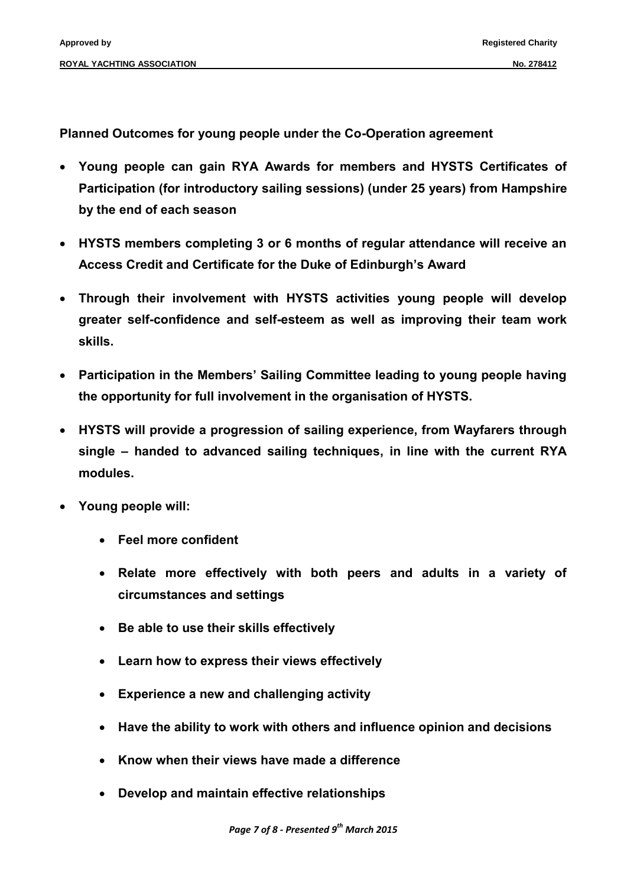**Planned Outcomes for young people under the Co-Operation agreement**

- **Young people can gain RYA Awards for members and HYSTS Certificates of Participation (for introductory sailing sessions) (under 25 years) from Hampshire by the end of each season**
- **HYSTS members completing 3 or 6 months of regular attendance will receive an Access Credit and Certificate for the Duke of Edinburgh's Award**
- **Through their involvement with HYSTS activities young people will develop greater self-confidence and self-esteem as well as improving their team work skills.**
- **Participation in the Members' Sailing Committee leading to young people having the opportunity for full involvement in the organisation of HYSTS.**
- **HYSTS will provide a progression of sailing experience, from Wayfarers through single – handed to advanced sailing techniques, in line with the current RYA modules.**
- **Young people will:**
  - **Feel more confident**
  - **Relate more effectively with both peers and adults in a variety of circumstances and settings**
  - **Be able to use their skills effectively**
  - **Learn how to express their views effectively**
  - **Experience a new and challenging activity**
  - **Have the ability to work with others and influence opinion and decisions**
  - **Know when their views have made a difference**
  - **Develop and maintain effective relationships**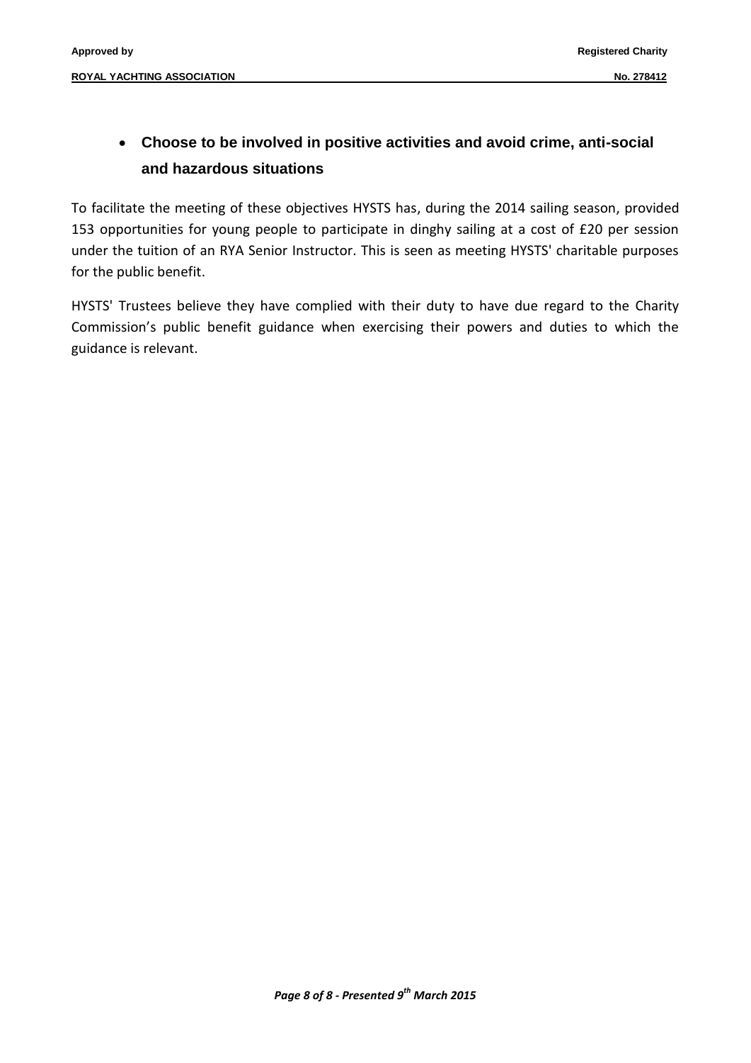- **Choose to be involved in positive activities and avoid crime, anti-social and hazardous situations**

To facilitate the meeting of these objectives HYSTS has, during the 2014 sailing season, provided 153 opportunities for young people to participate in dinghy sailing at a cost of £20 per session under the tuition of an RYA Senior Instructor. This is seen as meeting HYSTS' charitable purposes for the public benefit.

HYSTS' Trustees believe they have complied with their duty to have due regard to the Charity Commission's public benefit guidance when exercising their powers and duties to which the guidance is relevant.